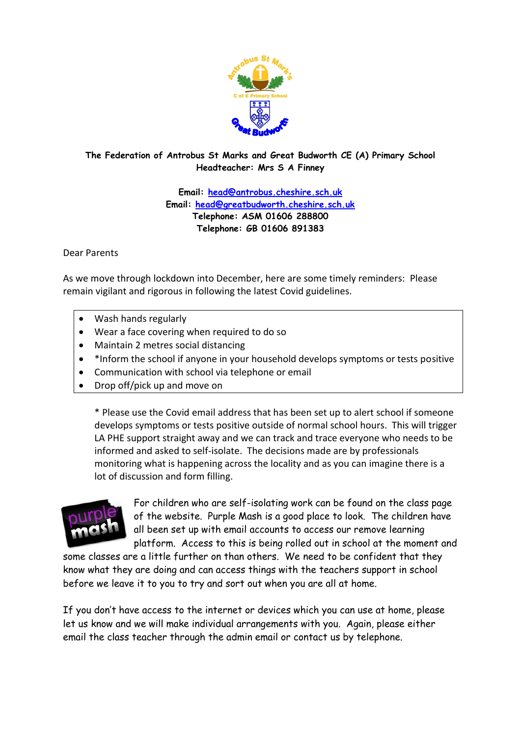**The Federation of Antrobus St Marks and Great Budworth CE (A) Primary School**
**Headteacher: Mrs S A Finney**

**Email: head@antrobus.cheshire.sch.uk**
**Email: head@greatbudworth.cheshire.sch.uk**
**Telephone: ASM 01606 288800**
**Telephone: GB 01606 891383**

Dear Parents

As we move through lockdown into December, here are some timely reminders: Please remain vigilant and rigorous in following the latest Covid guidelines.

- Wash hands regularly
- Wear a face covering when required to do so
- Maintain 2 metres social distancing
- *Inform the school if anyone in your household develops symptoms or tests positive
- Communication with school via telephone or email
- Drop off/pick up and move on

\* Please use the Covid email address that has been set up to alert school if someone develops symptoms or tests positive outside of normal school hours. This will trigger LA PHE support straight away and we can track and trace everyone who needs to be informed and asked to self-isolate. The decisions made are by professionals monitoring what is happening across the locality and as you can imagine there is a lot of discussion and form filling.

For children who are self-isolating work can be found on the class page of the website. Purple Mash is a good place to look. The children have all been set up with email accounts to access our remove learning platform. Access to this is being rolled out in school at the moment and some classes are a little further on than others. We need to be confident that they know what they are doing and can access things with the teachers support in school before we leave it to you to try and sort out when you are all at home.

If you don't have access to the internet or devices which you can use at home, please let us know and we will make individual arrangements with you. Again, please either email the class teacher through the admin email or contact us by telephone.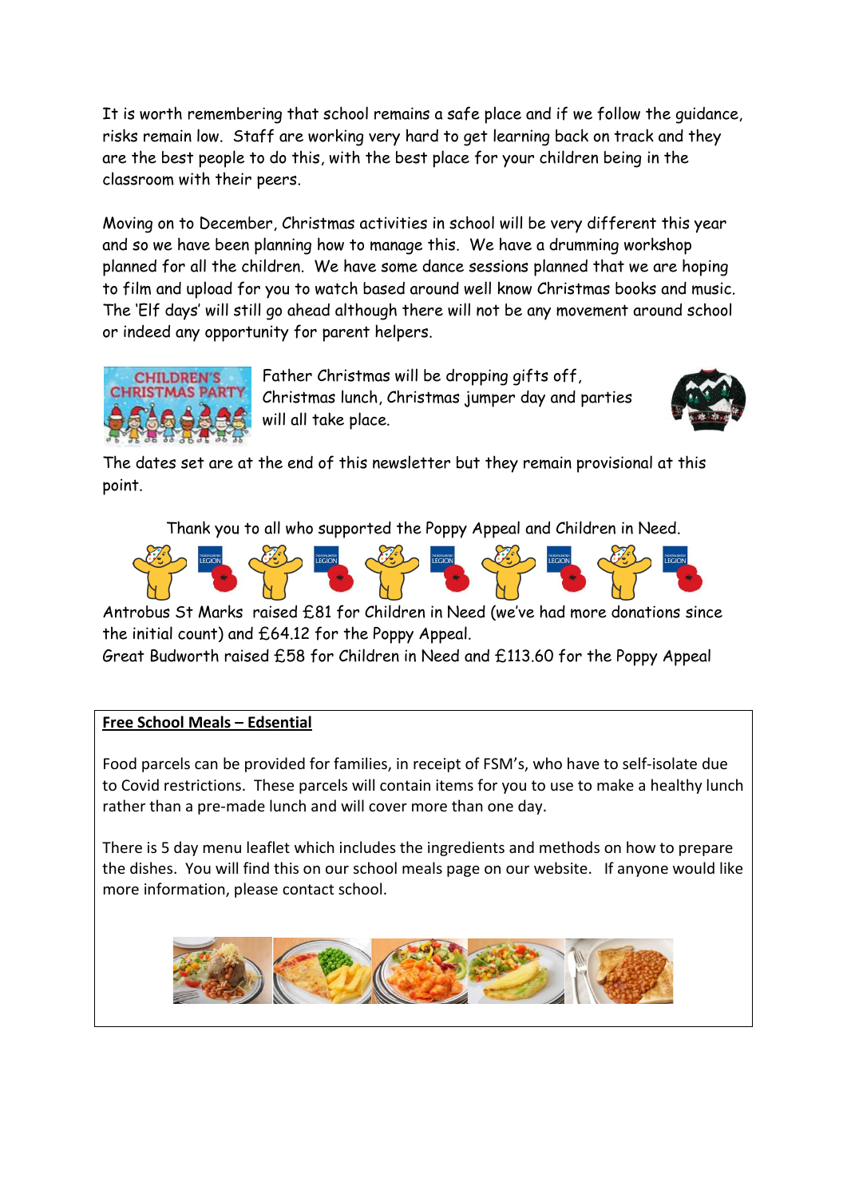It is worth remembering that school remains a safe place and if we follow the guidance, risks remain low. Staff are working very hard to get learning back on track and they are the best people to do this, with the best place for your children being in the classroom with their peers.

Moving on to December, Christmas activities in school will be very different this year and so we have been planning how to manage this. We have a drumming workshop planned for all the children. We have some dance sessions planned that we are hoping to film and upload for you to watch based around well know Christmas books and music. The 'Elf days' will still go ahead although there will not be any movement around school or indeed any opportunity for parent helpers.

Father Christmas will be dropping gifts off, Christmas lunch, Christmas jumper day and parties will all take place.

The dates set are at the end of this newsletter but they remain provisional at this point.

Thank you to all who supported the Poppy Appeal and Children in Need.

Antrobus St Marks raised £81 for Children in Need (we've had more donations since the initial count) and £64.12 for the Poppy Appeal.
Great Budworth raised £58 for Children in Need and £113.60 for the Poppy Appeal

**Free School Meals – Edsential**

Food parcels can be provided for families, in receipt of FSM's, who have to self-isolate due to Covid restrictions. These parcels will contain items for you to use to make a healthy lunch rather than a pre-made lunch and will cover more than one day.

There is 5 day menu leaflet which includes the ingredients and methods on how to prepare the dishes. You will find this on our school meals page on our website. If anyone would like more information, please contact school.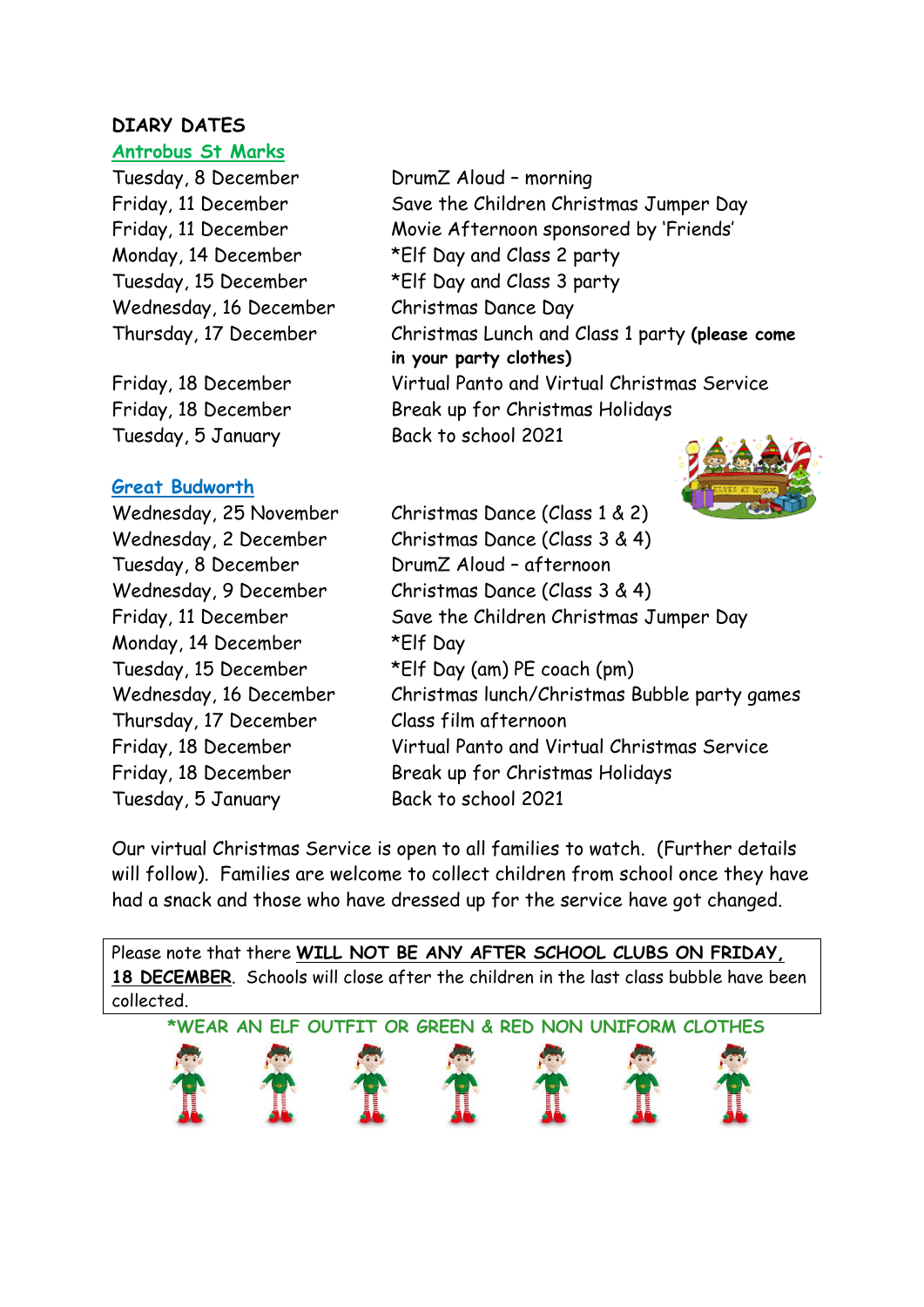## DIARY DATES

### Antrobus St Marks

| | |
|---|---|
| Tuesday, 8 December | DrumZ Aloud – morning |
| Friday, 11 December | Save the Children Christmas Jumper Day |
| Friday, 11 December | Movie Afternoon sponsored by 'Friends' |
| Monday, 14 December | *Elf Day and Class 2 party |
| Tuesday, 15 December | *Elf Day and Class 3 party |
| Wednesday, 16 December | Christmas Dance Day |
| Thursday, 17 December | Christmas Lunch and Class 1 party **(please come in your party clothes)** |
| Friday, 18 December | Virtual Panto and Virtual Christmas Service |
| Friday, 18 December | Break up for Christmas Holidays |
| Tuesday, 5 January | Back to school 2021 |

### Great Budworth

| | |
|---|---|
| Wednesday, 25 November | Christmas Dance (Class 1 & 2) |
| Wednesday, 2 December | Christmas Dance (Class 3 & 4) |
| Tuesday, 8 December | DrumZ Aloud – afternoon |
| Wednesday, 9 December | Christmas Dance (Class 3 & 4) |
| Friday, 11 December | Save the Children Christmas Jumper Day |
| Monday, 14 December | *Elf Day |
| Tuesday, 15 December | *Elf Day (am) PE coach (pm) |
| Wednesday, 16 December | Christmas lunch/Christmas Bubble party games |
| Thursday, 17 December | Class film afternoon |
| Friday, 18 December | Virtual Panto and Virtual Christmas Service |
| Friday, 18 December | Break up for Christmas Holidays |
| Tuesday, 5 January | Back to school 2021 |

Our virtual Christmas Service is open to all families to watch. (Further details will follow). Families are welcome to collect children from school once they have had a snack and those who have dressed up for the service have got changed.

Please note that there **WILL NOT BE ANY AFTER SCHOOL CLUBS ON FRIDAY, 18 DECEMBER**. Schools will close after the children in the last class bubble have been collected.

*WEAR AN ELF OUTFIT OR GREEN & RED NON UNIFORM CLOTHES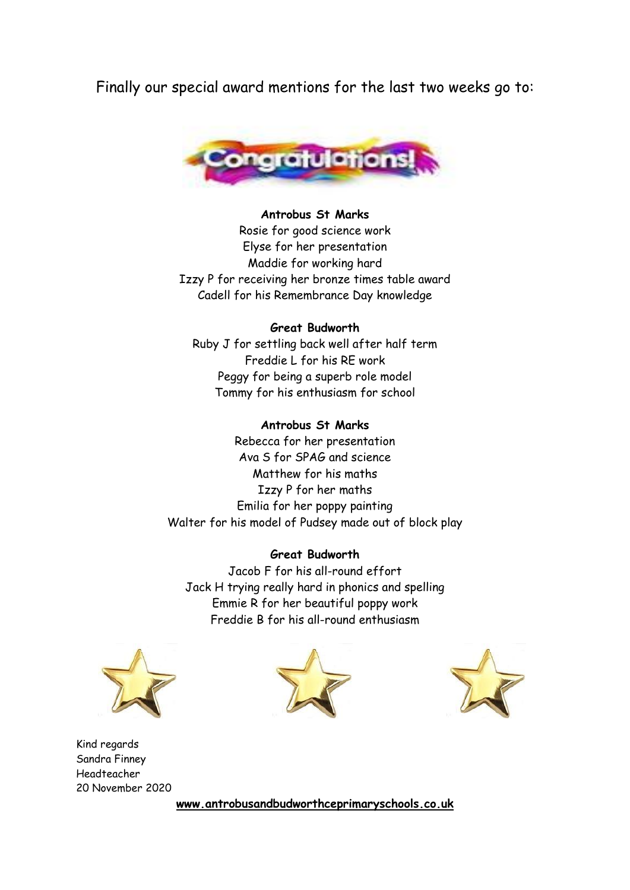Finally our special award mentions for the last two weeks go to:

Congratulations!

**Antrobus St Marks**

Rosie for good science work
Elyse for her presentation
Maddie for working hard
Izzy P for receiving her bronze times table award
Cadell for his Remembrance Day knowledge

**Great Budworth**

Ruby J for settling back well after half term
Freddie L for his RE work
Peggy for being a superb role model
Tommy for his enthusiasm for school

**Antrobus St Marks**

Rebecca for her presentation
Ava S for SPAG and science
Matthew for his maths
Izzy P for her maths
Emilia for her poppy painting
Walter for his model of Pudsey made out of block play

**Great Budworth**

Jacob F for his all-round effort
Jack H trying really hard in phonics and spelling
Emmie R for her beautiful poppy work
Freddie B for his all-round enthusiasm

Kind regards
Sandra Finney
Headteacher
20 November 2020

**www.antrobusandbudworthceprimaryschools.co.uk**